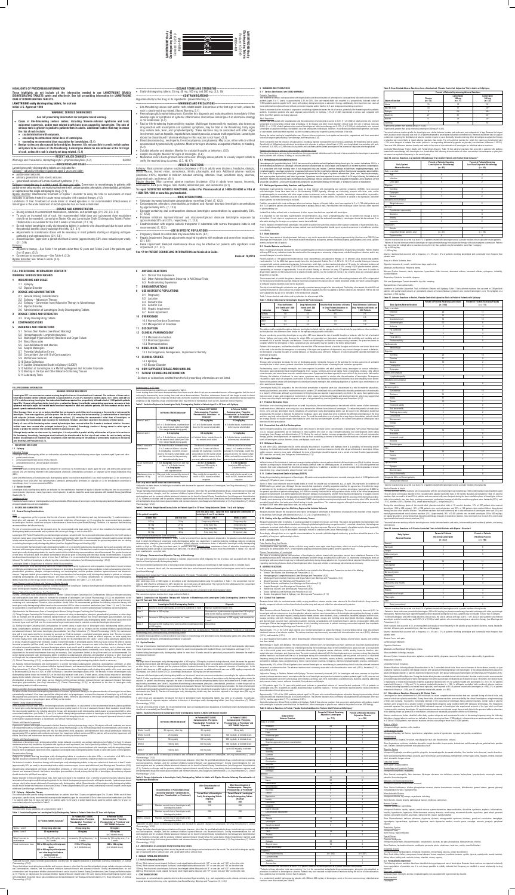**LAMOTRIGINE Orally Disintegrating Tablets**

## HIGHLIGHTS OF PRESCRIBING INFORMATION

These highlights do not include all the information needed to use LAMOTRIGINE ORALLY DISINTEGRATING TABLETS safely and effectively. See full prescribing information for LAMOTRIGINE ORALLY DISINTEGRATING TABLETS.

**LAMOTRIGINE orally disintegrating tablets, for oral use**
**Initial U.S. Approval: 1994**

### WARNING: SERIOUS SKIN RASHES

*See full prescribing information for complete boxed warning.*

- **Cases of life-threatening serious rashes, including Stevens-Johnson syndrome and toxic epidermal necrolysis, and/or rash-related death have been caused by lamotrigine. The rate of serious rash is greater in pediatric patients than in adults. Additional factors that may increase the risk of rash include:**
  - **coadministration with valproate.**
  - **exceeding recommended initial dose of lamotrigine.**
  - **exceeding recommended dose escalation for lamotrigine. (5.1)**
- **Benign rashes are also caused by lamotrigine; however, it is not possible to predict which rashes will prove to be serious or life threatening. Lamotrigine should be discontinued at the first sign of rash, unless the rash is clearly not drug related. (5.1)**

### RECENT MAJOR CHANGES

Warnings and Precautions, Hemophagocytic Lymphohistiocytosis (5.2) — 8/2019

### INDICATIONS AND USAGE

Lamotrigine orally disintegrating tablets are indicated for:

Epilepsy—adjunctive therapy in patients aged 2 years and older:
- partial-onset seizures.
- primary generalized tonic-clonic seizures.
- generalized seizures of Lennox-Gastaut syndrome. (1.1)

Epilepsy—monotherapy in patients aged 16 years and older: Conversion to monotherapy in patients with partial-onset seizures who are receiving treatment with carbamazepine, phenytoin, phenobarbital, primidone, or valproate as the single antiepileptic drug. (1.1)

Bipolar disorder: Maintenance treatment of bipolar I disorder to delay the time to occurrence of mood episodes in patients treated for acute mood episodes with standard therapy. (1.2)

Limitations of Use: Treatment of acute manic or mixed episodes is not recommended. Effectiveness of lamotrigine in the acute treatment of mood episodes has not been established.

### DOSAGE AND ADMINISTRATION

- Dosing is based on concomitant medications, indication, and patient age. (2.1, 2.2, 2.3, 2.4)
- To avoid an increased risk of rash, the recommended initial dose and subsequent dose escalations should not be exceeded. Lamotrigine Starter Kits and Lamotrigine Orally Disintegrating Tablets Patient Titration Kits are available for the first 5 weeks of treatment. (2.1, 16)
- Do not restart lamotrigine orally disintegrating tablets in patients who discontinued due to rash unless the potential benefits clearly outweigh the risks. (2.1, 5.1)
- Adjustments to maintenance doses will be necessary in most patients starting or stopping estrogen-containing oral contraceptives. (2.1, 5.8)
- Discontinuation: Taper over a period of at least 2 weeks (approximately 50% dose reduction per week). (2.1, 5.9)

Epilepsy:
- Adjunctive therapy—See Table 1 for patients older than 12 years and Tables 2 and 3 for patients aged 2 to 12 years. (2.2)
- Conversion to monotherapy—See Table 4. (2.3)

Bipolar disorder: See Tables 5 and 6. (2.4)

### DOSAGE FORMS AND STRENGTHS

- Orally disintegrating tablets: 25 mg, 50 mg, 100 mg, and 200 mg. (3.3, 16)

### CONTRAINDICATIONS

Hypersensitivity to the drug or its ingredients. (Boxed Warning, 4)

### WARNINGS AND PRECAUTIONS

- Life-threatening serious rash and/or rash-related death: Discontinue at the first sign of rash, unless the rash is clearly not drug related. (Boxed Warning, 5.1)
- Hemophagocytic lymphohistiocytosis: Consider this diagnosis and evaluate patients immediately if they develop signs or symptoms of systemic inflammation. Discontinue lamotrigine if an alternative etiology is not established. (5.2)
- Fatal or life-threatening hypersensitivity reaction: Multiorgan hypersensitivity reactions, also known as drug reaction with eosinophilia and systemic symptoms, may be fatal or life threatening. Early signs may include rash, fever, and lymphadenopathy. These reactions may be associated with other organ involvement, such as hepatitis, hepatic failure, blood dyscrasias, or acute multiorgan failure. Lamotrigine should be discontinued if alternate etiology for this reaction is not found. (5.3)
- Blood dyscrasias (e.g., neutropenia, leukopenia, thrombocytopenia, pancytopenia): May occur, either with or without an associated hypersensitivity syndrome. Monitor for signs of anemia, unexpected infection, or bleeding. (5.4)
- Suicidal behavior and ideation: Monitor for suicidal thoughts or behaviors. (5.5)
- Aseptic meningitis: Monitor for signs of meningitis. (5.6)
- Medication errors due to product name confusion: Strongly advise patients to visually inspect tablets to verify the received drug is correct. (5.7, 16, 17)

### ADVERSE REACTIONS

Epilepsy: Most common adverse reactions (incidence ≥10%) in adults were dizziness, headache, diplopia, ataxia, nausea, blurred vision, somnolence, rhinitis, pharyngitis, and rash. Additional adverse reactions (incidence ≥10%) reported in children included vomiting, infection, fever, accidental injury, diarrhea, abdominal pain, and tremor. (6.1)

Bipolar disorder: Most common adverse reactions (incidence ≥5%) in adults were nausea, insomnia, somnolence, back pain, fatigue, rash, rhinitis, abdominal pain, and xerostomia. (6.1)

**To report SUSPECTED ADVERSE REACTIONS, contact Par Pharmaceutical at 1-800-828-9393 or FDA at 1-800-FDA-1088 or www.fda.gov/medwatch.**

### DRUG INTERACTIONS

- Valproate increases lamotrigine concentrations more than 2-fold. (7, 12.3)
- Carbamazepine, phenytoin, phenobarbital, primidone, and rifampin decrease lamotrigine concentrations by approximately 40%. (7, 12.3)
- Estrogen-containing oral contraceptives decrease lamotrigine concentrations by approximately 50%. (7, 12.3)
- Protease inhibitors lopinavir/ritonavir and atazanavir/lopinavir decrease lamotrigine exposure by approximately 50% and 32%, respectively. (7, 12.3)
- Coadministration with organic cationic transporter 2 substrates with narrow therapeutic index is not recommended. (7, 12.3)

### USE IN SPECIFIC POPULATIONS

- Pregnancy: Based on animal data may cause fetal harm. (8.1)
- Hepatic impairment: Dosage adjustments required in patients with moderate and severe liver impairment. (2.1, 8.6)
- Renal impairment: Reduced maintenance doses may be effective for patients with significant renal impairment. (2.1, 8.7)

**See 17 for PATIENT COUNSELING INFORMATION and Medication Guide.**

Revised: 10/2019

## FULL PRESCRIBING INFORMATION: CONTENTS*

WARNING: SERIOUS SKIN RASHES

1 INDICATIONS AND USAGE
- 1.1 Epilepsy
- 1.2 Bipolar Disorder

2 DOSAGE AND ADMINISTRATION
- 2.1 General Dosing Considerations
- 2.2 Epilepsy—Adjunctive Therapy
- 2.3 Epilepsy—Conversion from Adjunctive Therapy to Monotherapy
- 2.4 Bipolar Disorder
- 2.6 Administration of Lamotrigine Orally Disintegrating Tablets

3 DOSAGE FORMS AND STRENGTHS
- 3.3 Orally Disintegrating Tablets

4 CONTRAINDICATIONS

5 WARNINGS AND PRECAUTIONS
- 5.1 Serious Skin Rashes [see Boxed Warning]
- 5.2 Hemophagocytic Lymphohistiocytosis
- 5.3 Multiorgan Hypersensitivity Reactions and Organ Failure
- 5.4 Blood Dyscrasias
- 5.5 Suicidal Behavior and Ideation
- 5.6 Aseptic Meningitis
- 5.7 Potential Medication Errors
- 5.8 Concomitant Use with Oral Contraceptives
- 5.9 Withdrawal Seizures
- 5.10 Status Epilepticus
- 5.11 Sudden Unexplained Death in Epilepsy (SUDEP)
- 5.12 Addition of Lamotrigine to a Multidrug Regimen that Includes Valproate
- 5.13 Binding in the Eye and Other Melanin-Containing Tissues
- 5.14 Laboratory Tests

6 ADVERSE REACTIONS
- 6.1 Clinical Trial Experience
- 6.2 Other Adverse Reactions Observed in All Clinical Trials
- 6.3 Postmarketing Experience

7 DRUG INTERACTIONS

8 USE IN SPECIFIC POPULATIONS
- 8.1 Pregnancy
- 8.2 Lactation
- 8.4 Pediatric Use
- 8.5 Geriatric Use
- 8.6 Hepatic Impairment
- 8.7 Renal Impairment

10 OVERDOSAGE
- 10.1 Human Overdose Experience
- 10.2 Management of Overdose

11 DESCRIPTION

12 CLINICAL PHARMACOLOGY
- 12.1 Mechanism of Action
- 12.2 Pharmacodynamics
- 12.3 Pharmacokinetics

13 NONCLINICAL TOXICOLOGY
- 13.1 Carcinogenesis, Mutagenesis, Impairment of Fertility

14 CLINICAL STUDIES
- 14.1 Epilepsy
- 14.2 Bipolar Disorder

16 HOW SUPPLIED/STORAGE AND HANDLING

17 PATIENT COUNSELING INFORMATION

*Sections or subsections omitted from the full prescribing information are not listed.